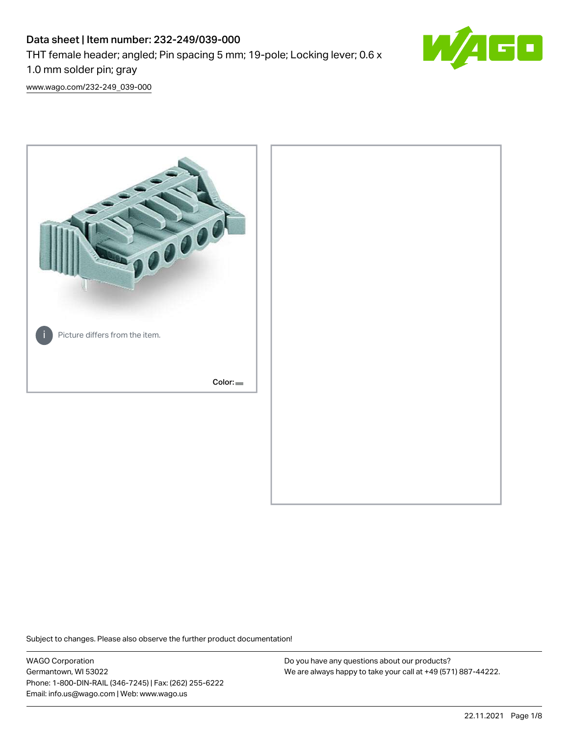# Data sheet | Item number: 232-249/039-000

THT female header; angled; Pin spacing 5 mm; 19-pole; Locking lever; 0.6 x 1.0 mm solder pin; gray

www.wago.com/232-249_039-000

Picture differs from the item.

Color:

Subject to changes. Please also observe the further product documentation!

WAGO Corporation
Germantown, WI 53022
Phone: 1-800-DIN-RAIL (346-7245) | Fax: (262) 255-6222
Email: info.us@wago.com | Web: www.wago.us

Do you have any questions about our products?
We are always happy to take your call at +49 (571) 887-44222.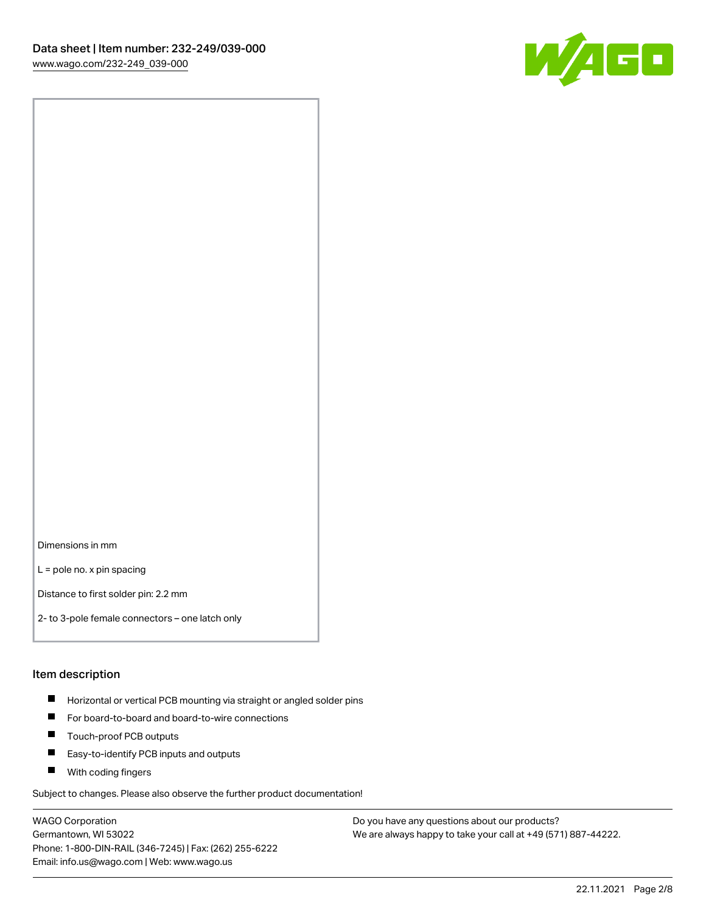Dimensions in mm

L = pole no. x pin spacing

Distance to first solder pin: 2.2 mm

2- to 3-pole female connectors – one latch only

## Item description

- Horizontal or vertical PCB mounting via straight or angled solder pins
- For board-to-board and board-to-wire connections
- Touch-proof PCB outputs
- Easy-to-identify PCB inputs and outputs
- With coding fingers

Subject to changes. Please also observe the further product documentation!

WAGO Corporation
Germantown, WI 53022
Phone: 1-800-DIN-RAIL (346-7245) | Fax: (262) 255-6222
Email: info.us@wago.com | Web: www.wago.us

Do you have any questions about our products?
We are always happy to take your call at +49 (571) 887-44222.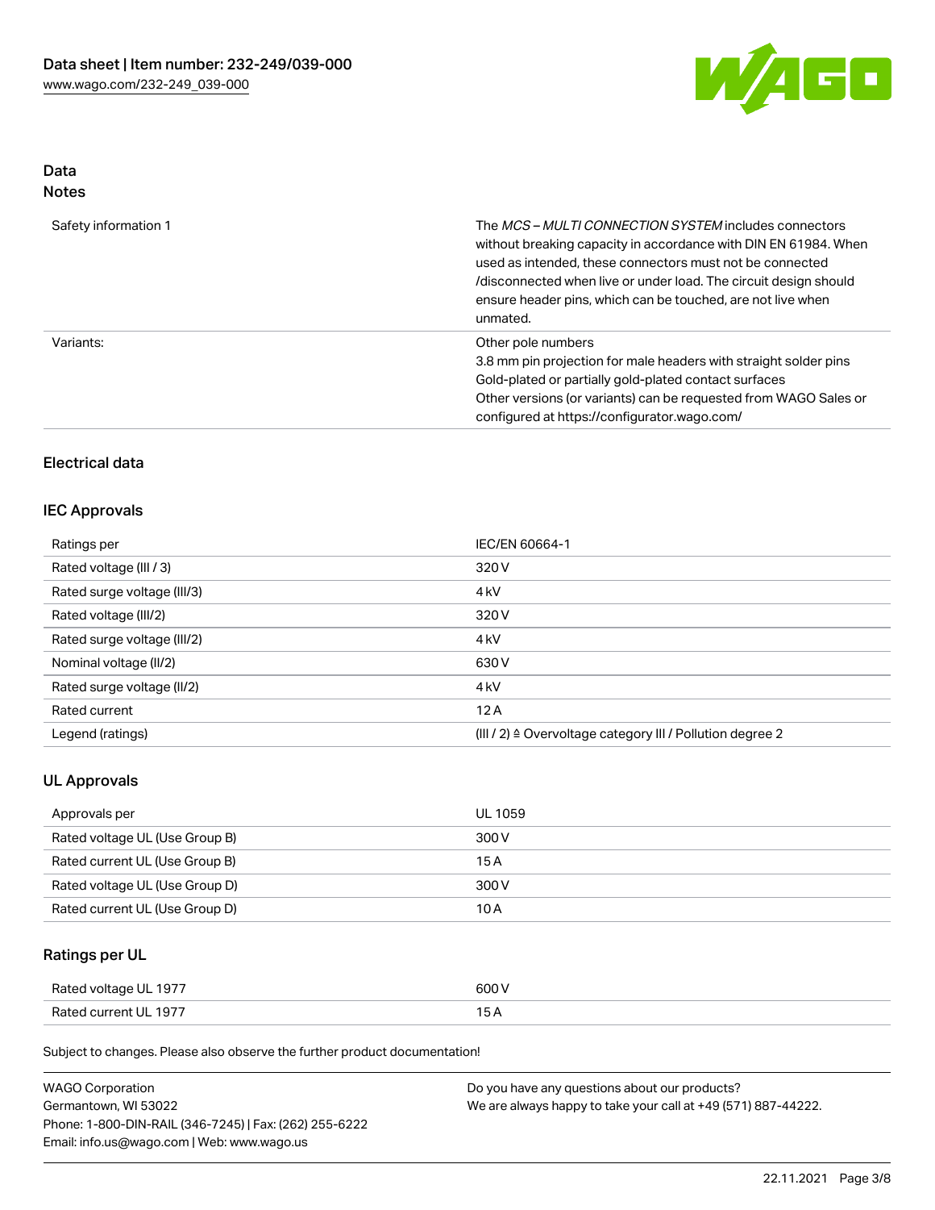## Data
### Notes

| | |
|---|---|
| Safety information 1 | The *MCS – MULTI CONNECTION SYSTEM* includes connectors without breaking capacity in accordance with DIN EN 61984. When used as intended, these connectors must not be connected /disconnected when live or under load. The circuit design should ensure header pins, which can be touched, are not live when unmated. |
| Variants: | Other pole numbers<br>3.8 mm pin projection for male headers with straight solder pins<br>Gold-plated or partially gold-plated contact surfaces<br>Other versions (or variants) can be requested from WAGO Sales or configured at https://configurator.wago.com/ |

### Electrical data

### IEC Approvals

| | |
|---|---|
| Ratings per | IEC/EN 60664-1 |
| Rated voltage (III / 3) | 320 V |
| Rated surge voltage (III/3) | 4 kV |
| Rated voltage (III/2) | 320 V |
| Rated surge voltage (III/2) | 4 kV |
| Nominal voltage (II/2) | 630 V |
| Rated surge voltage (II/2) | 4 kV |
| Rated current | 12 A |
| Legend (ratings) | (III / 2) ≙ Overvoltage category III / Pollution degree 2 |

### UL Approvals

| | |
|---|---|
| Approvals per | UL 1059 |
| Rated voltage UL (Use Group B) | 300 V |
| Rated current UL (Use Group B) | 15 A |
| Rated voltage UL (Use Group D) | 300 V |
| Rated current UL (Use Group D) | 10 A |

### Ratings per UL

| | |
|---|---|
| Rated voltage UL 1977 | 600 V |
| Rated current UL 1977 | 15 A |

Subject to changes. Please also observe the further product documentation!

WAGO Corporation
Germantown, WI 53022
Phone: 1-800-DIN-RAIL (346-7245) | Fax: (262) 255-6222
Email: info.us@wago.com | Web: www.wago.us

Do you have any questions about our products?
We are always happy to take your call at +49 (571) 887-44222.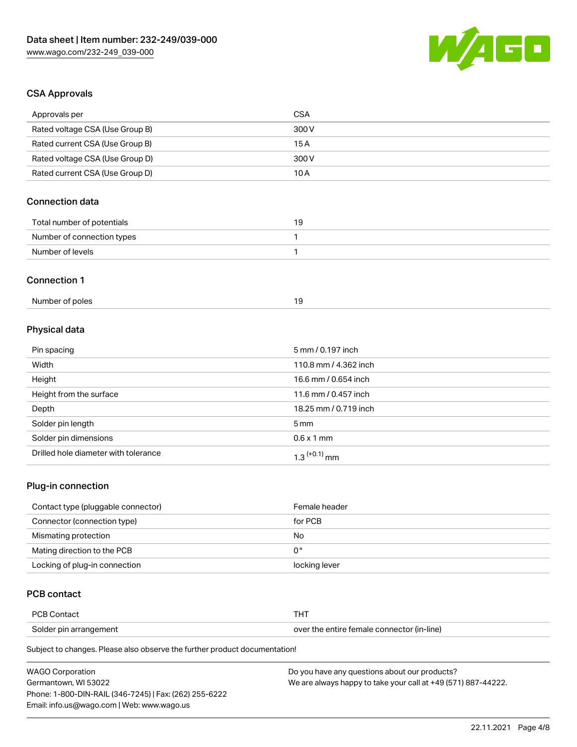## CSA Approvals

| Approvals per | CSA |
| --- | --- |
| Rated voltage CSA (Use Group B) | 300 V |
| Rated current CSA (Use Group B) | 15 A |
| Rated voltage CSA (Use Group D) | 300 V |
| Rated current CSA (Use Group D) | 10 A |

## Connection data

| Total number of potentials | 19 |
| --- | --- |
| Number of connection types | 1 |
| Number of levels | 1 |

## Connection 1

| Number of poles | 19 |
| --- | --- |

## Physical data

| Pin spacing | 5 mm / 0.197 inch |
| --- | --- |
| Width | 110.8 mm / 4.362 inch |
| Height | 16.6 mm / 0.654 inch |
| Height from the surface | 11.6 mm / 0.457 inch |
| Depth | 18.25 mm / 0.719 inch |
| Solder pin length | 5 mm |
| Solder pin dimensions | 0.6 x 1 mm |
| Drilled hole diameter with tolerance | $1.3^{(+0.1)}$ mm |

## Plug-in connection

| Contact type (pluggable connector) | Female header |
| --- | --- |
| Connector (connection type) | for PCB |
| Mismating protection | No |
| Mating direction to the PCB | 0° |
| Locking of plug-in connection | locking lever |

## PCB contact

| PCB Contact | THT |
| --- | --- |
| Solder pin arrangement | over the entire female connector (in-line) |

Subject to changes. Please also observe the further product documentation!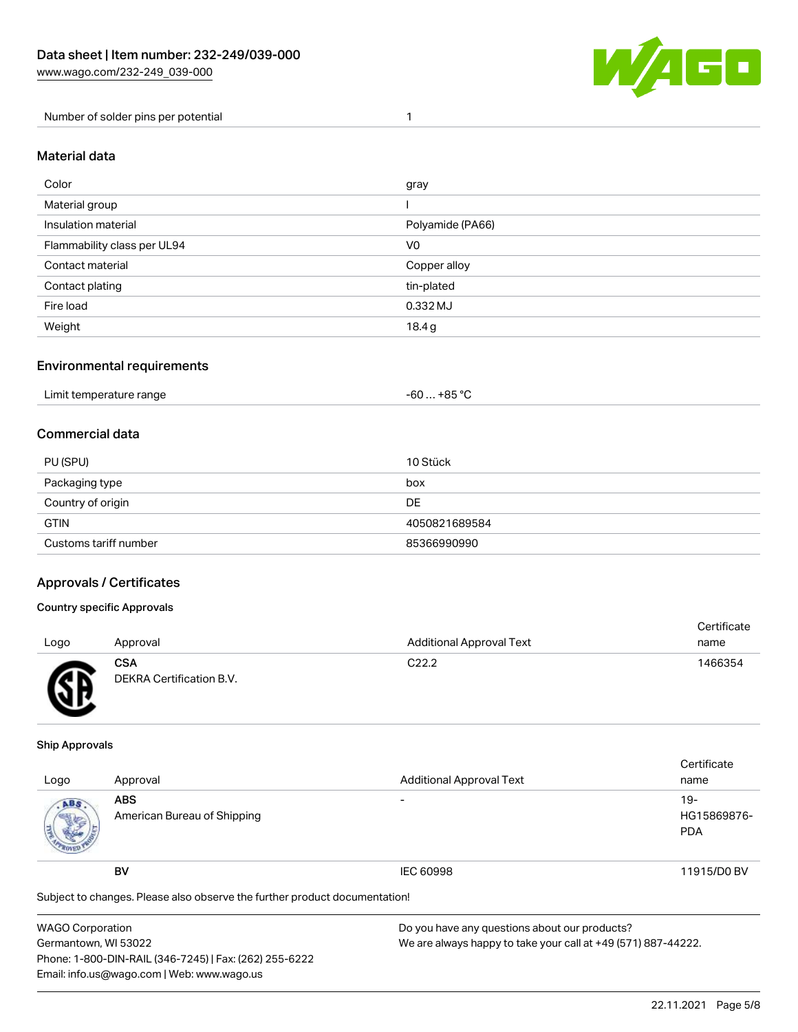| Number of solder pins per potential | 1 |
| --- | --- |

## Material data

| Color | gray |
| --- | --- |
| Material group | I |
| Insulation material | Polyamide (PA66) |
| Flammability class per UL94 | V0 |
| Contact material | Copper alloy |
| Contact plating | tin-plated |
| Fire load | 0.332 MJ |
| Weight | 18.4 g |

## Environmental requirements

| Limit temperature range | -60 … +85 °C |
| --- | --- |

## Commercial data

| PU (SPU) | 10 Stück |
| --- | --- |
| Packaging type | box |
| Country of origin | DE |
| GTIN | 4050821689584 |
| Customs tariff number | 85366990990 |

## Approvals / Certificates

### Country specific Approvals

| Logo | Approval | Additional Approval Text | Certificate name |
| --- | --- | --- | --- |
| | **CSA** DEKRA Certification B.V. | C22.2 | 1466354 |

### Ship Approvals

| Logo | Approval | Additional Approval Text | Certificate name |
| --- | --- | --- | --- |
| | **ABS** American Bureau of Shipping | - | 19-HG15869876-PDA |
| | **BV** | IEC 60998 | 11915/D0 BV |

Subject to changes. Please also observe the further product documentation!

WAGO Corporation
Germantown, WI 53022
Phone: 1-800-DIN-RAIL (346-7245) | Fax: (262) 255-6222
Email: info.us@wago.com | Web: www.wago.us

Do you have any questions about our products?
We are always happy to take your call at +49 (571) 887-44222.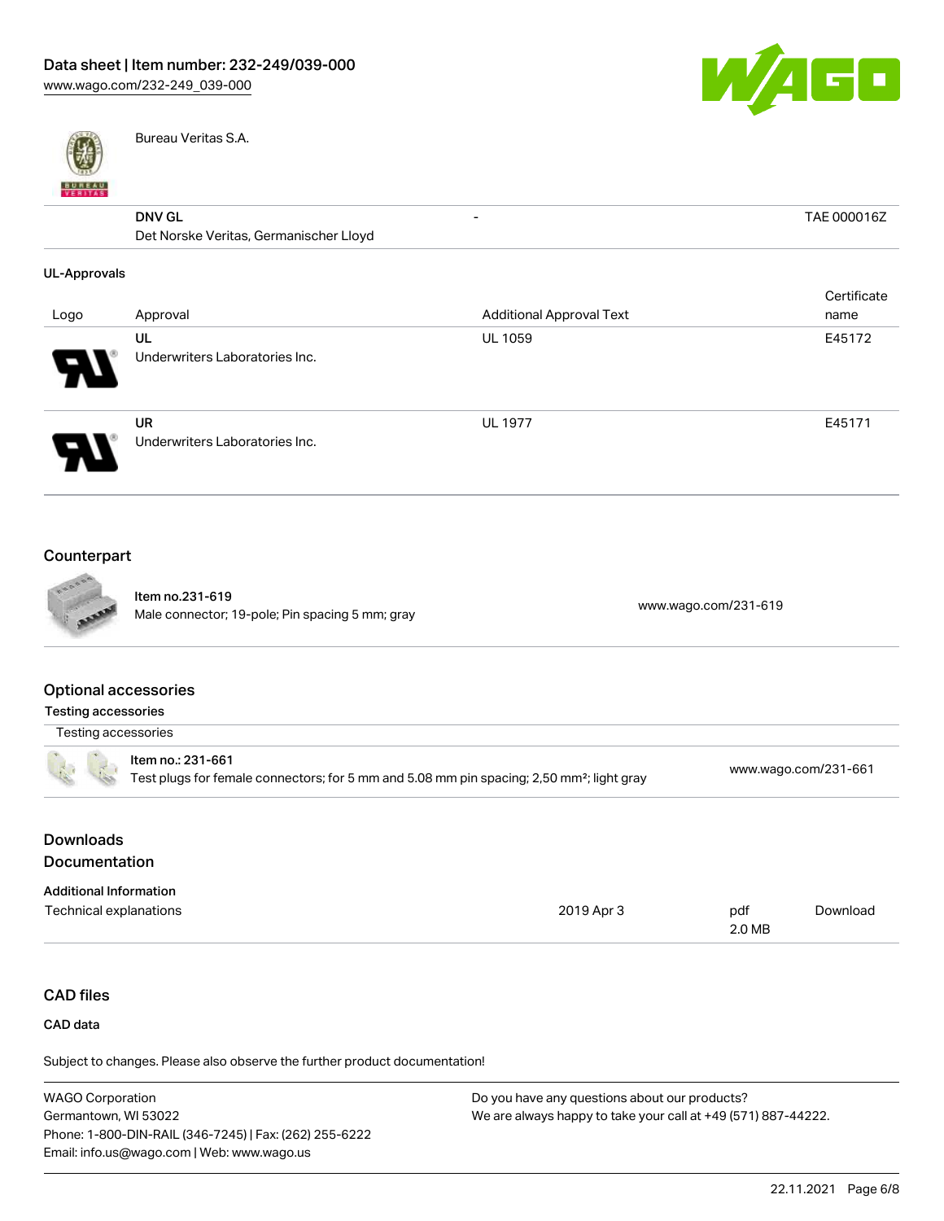| | Bureau Veritas S.A. | | |
| --- | --- | --- | --- |
| | **DNV GL** Det Norske Veritas, Germanischer Lloyd | - | TAE 000016Z |

### UL-Approvals

| Logo | Approval | Additional Approval Text | Certificate name |
| --- | --- | --- | --- |
| | **UL** Underwriters Laboratories Inc. | UL 1059 | E45172 |
| | **UR** Underwriters Laboratories Inc. | UL 1977 | E45171 |

## Counterpart

| | | |
| --- | --- | --- |
| | **Item no.231-619** Male connector; 19-pole; Pin spacing 5 mm; gray | www.wago.com/231-619 |

## Optional accessories

### Testing accessories

| Testing accessories | | |
| --- | --- | --- |
| | **Item no.: 231-661** Test plugs for female connectors; for 5 mm and 5.08 mm pin spacing; 2,50 mm²; light gray | www.wago.com/231-661 |

## Downloads

## Documentation

### Additional Information

| | | | |
| --- | --- | --- | --- |
| Technical explanations | 2019 Apr 3 | pdf 2.0 MB | Download |

## CAD files

### CAD data

Subject to changes. Please also observe the further product documentation!

WAGO Corporation
Germantown, WI 53022
Phone: 1-800-DIN-RAIL (346-7245) | Fax: (262) 255-6222
Email: info.us@wago.com | Web: www.wago.us

Do you have any questions about our products?
We are always happy to take your call at +49 (571) 887-44222.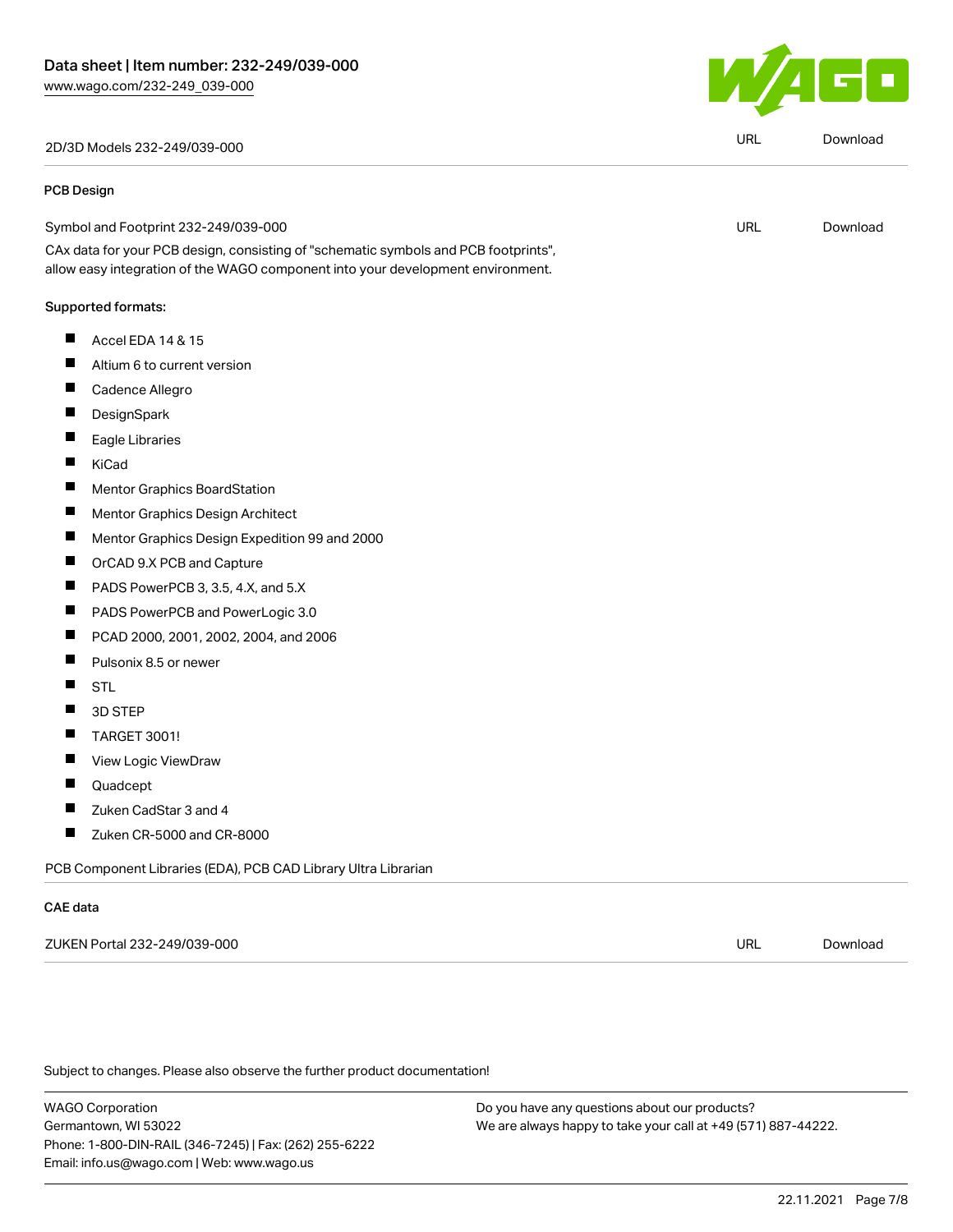| 2D/3D Models 232-249/039-000 | URL | Download |
|---|---|---|

### PCB Design

| Symbol and Footprint 232-249/039-000 | URL | Download |
|---|---|---|

CAx data for your PCB design, consisting of "schematic symbols and PCB footprints", allow easy integration of the WAGO component into your development environment.

Supported formats:

- Accel EDA 14 & 15
- Altium 6 to current version
- Cadence Allegro
- DesignSpark
- Eagle Libraries
- KiCad
- Mentor Graphics BoardStation
- Mentor Graphics Design Architect
- Mentor Graphics Design Expedition 99 and 2000
- OrCAD 9.X PCB and Capture
- PADS PowerPCB 3, 3.5, 4.X, and 5.X
- PADS PowerPCB and PowerLogic 3.0
- PCAD 2000, 2001, 2002, 2004, and 2006
- Pulsonix 8.5 or newer
- STL
- 3D STEP
- TARGET 3001!
- View Logic ViewDraw
- Quadcept
- Zuken CadStar 3 and 4
- Zuken CR-5000 and CR-8000

PCB Component Libraries (EDA), PCB CAD Library Ultra Librarian

### CAE data

| ZUKEN Portal 232-249/039-000 | URL | Download |
|---|---|---|

Subject to changes. Please also observe the further product documentation!

WAGO Corporation
Germantown, WI 53022
Phone: 1-800-DIN-RAIL (346-7245) | Fax: (262) 255-6222
Email: info.us@wago.com | Web: www.wago.us

Do you have any questions about our products?
We are always happy to take your call at +49 (571) 887-44222.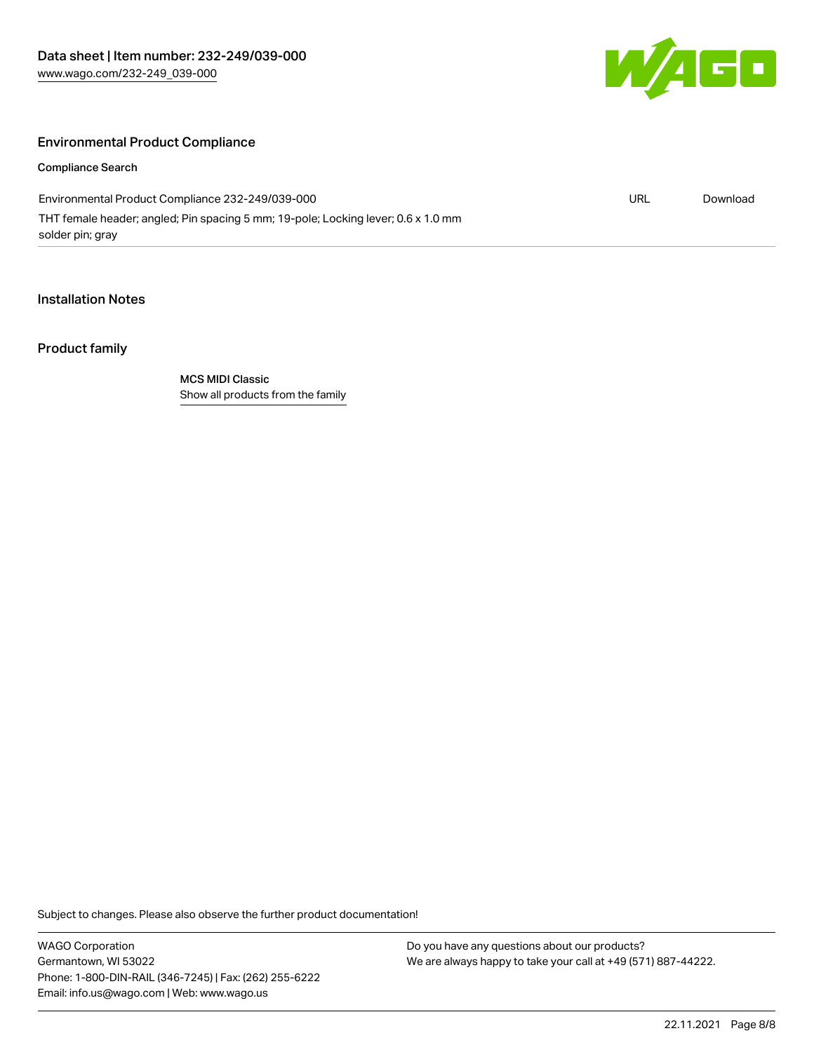## Environmental Product Compliance

### Compliance Search

| | | |
|---|---|---|
| Environmental Product Compliance 232-249/039-000<br>THT female header; angled; Pin spacing 5 mm; 19-pole; Locking lever; 0.6 x 1.0 mm solder pin; gray | URL | Download |

## Installation Notes

## Product family

**MCS MIDI Classic**
Show all products from the family

Subject to changes. Please also observe the further product documentation!

WAGO Corporation
Germantown, WI 53022
Phone: 1-800-DIN-RAIL (346-7245) | Fax: (262) 255-6222
Email: info.us@wago.com | Web: www.wago.us

Do you have any questions about our products?
We are always happy to take your call at +49 (571) 887-44222.